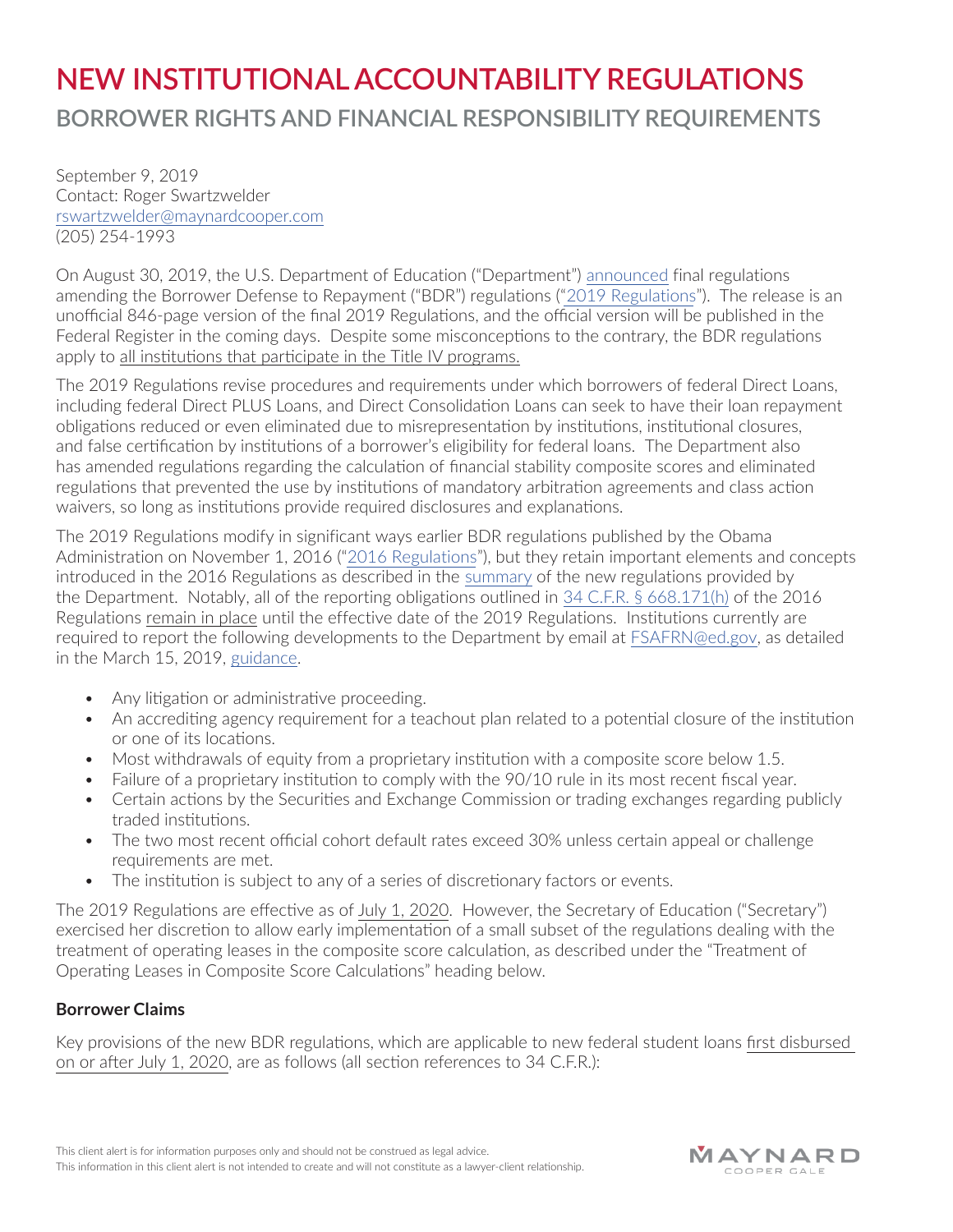# NEW INSTITUTIONAL ACCOUNTABILITY REGULATIONS

## BORROWER RIGHTS AND FINANCIAL RESPONSIBILITY REQUIREMENTS

September 9, 2019
Contact: Roger Swartzwelder
rswartzwelder@maynardcooper.com
(205) 254-1993

On August 30, 2019, the U.S. Department of Education ("Department") announced final regulations amending the Borrower Defense to Repayment ("BDR") regulations ("2019 Regulations"). The release is an unofficial 846-page version of the final 2019 Regulations, and the official version will be published in the Federal Register in the coming days. Despite some misconceptions to the contrary, the BDR regulations apply to all institutions that participate in the Title IV programs.

The 2019 Regulations revise procedures and requirements under which borrowers of federal Direct Loans, including federal Direct PLUS Loans, and Direct Consolidation Loans can seek to have their loan repayment obligations reduced or even eliminated due to misrepresentation by institutions, institutional closures, and false certification by institutions of a borrower's eligibility for federal loans. The Department also has amended regulations regarding the calculation of financial stability composite scores and eliminated regulations that prevented the use by institutions of mandatory arbitration agreements and class action waivers, so long as institutions provide required disclosures and explanations.

The 2019 Regulations modify in significant ways earlier BDR regulations published by the Obama Administration on November 1, 2016 ("2016 Regulations"), but they retain important elements and concepts introduced in the 2016 Regulations as described in the summary of the new regulations provided by the Department. Notably, all of the reporting obligations outlined in 34 C.F.R. § 668.171(h) of the 2016 Regulations remain in place until the effective date of the 2019 Regulations. Institutions currently are required to report the following developments to the Department by email at FSAFRN@ed.gov, as detailed in the March 15, 2019, guidance.

- Any litigation or administrative proceeding.
- An accrediting agency requirement for a teachout plan related to a potential closure of the institution or one of its locations.
- Most withdrawals of equity from a proprietary institution with a composite score below 1.5.
- Failure of a proprietary institution to comply with the 90/10 rule in its most recent fiscal year.
- Certain actions by the Securities and Exchange Commission or trading exchanges regarding publicly traded institutions.
- The two most recent official cohort default rates exceed 30% unless certain appeal or challenge requirements are met.
- The institution is subject to any of a series of discretionary factors or events.

The 2019 Regulations are effective as of July 1, 2020. However, the Secretary of Education ("Secretary") exercised her discretion to allow early implementation of a small subset of the regulations dealing with the treatment of operating leases in the composite score calculation, as described under the "Treatment of Operating Leases in Composite Score Calculations" heading below.

### Borrower Claims

Key provisions of the new BDR regulations, which are applicable to new federal student loans first disbursed on or after July 1, 2020, are as follows (all section references to 34 C.F.R.):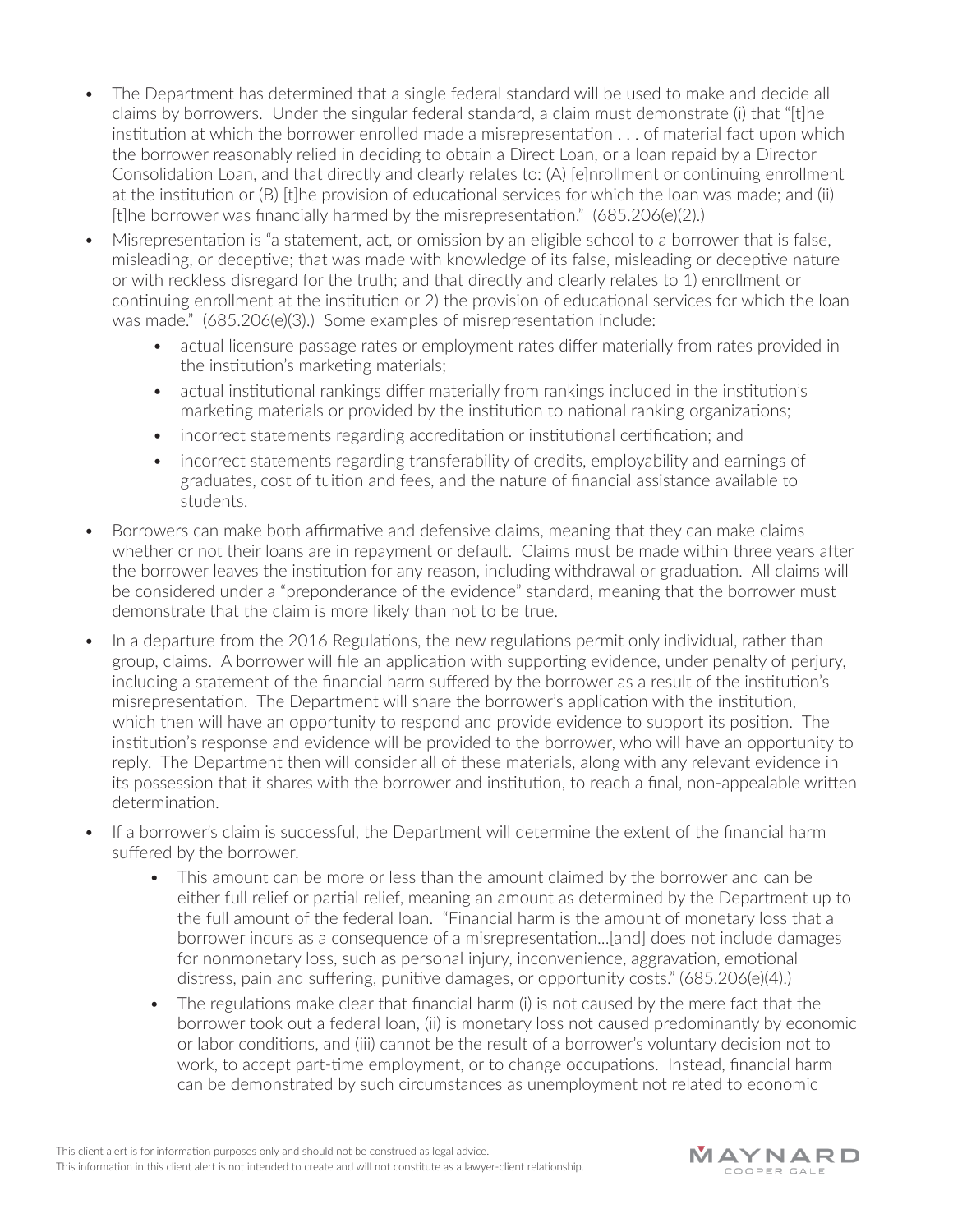- The Department has determined that a single federal standard will be used to make and decide all claims by borrowers. Under the singular federal standard, a claim must demonstrate (i) that "[t]he institution at which the borrower enrolled made a misrepresentation . . . of material fact upon which the borrower reasonably relied in deciding to obtain a Direct Loan, or a loan repaid by a Director Consolidation Loan, and that directly and clearly relates to: (A) [e]nrollment or continuing enrollment at the institution or (B) [t]he provision of educational services for which the loan was made; and (ii) [t]he borrower was financially harmed by the misrepresentation." (685.206(e)(2).)
- Misrepresentation is "a statement, act, or omission by an eligible school to a borrower that is false, misleading, or deceptive; that was made with knowledge of its false, misleading or deceptive nature or with reckless disregard for the truth; and that directly and clearly relates to 1) enrollment or continuing enrollment at the institution or 2) the provision of educational services for which the loan was made." (685.206(e)(3).) Some examples of misrepresentation include:
  - actual licensure passage rates or employment rates differ materially from rates provided in the institution's marketing materials;
  - actual institutional rankings differ materially from rankings included in the institution's marketing materials or provided by the institution to national ranking organizations;
  - incorrect statements regarding accreditation or institutional certification; and
  - incorrect statements regarding transferability of credits, employability and earnings of graduates, cost of tuition and fees, and the nature of financial assistance available to students.
- Borrowers can make both affirmative and defensive claims, meaning that they can make claims whether or not their loans are in repayment or default. Claims must be made within three years after the borrower leaves the institution for any reason, including withdrawal or graduation. All claims will be considered under a "preponderance of the evidence" standard, meaning that the borrower must demonstrate that the claim is more likely than not to be true.
- In a departure from the 2016 Regulations, the new regulations permit only individual, rather than group, claims. A borrower will file an application with supporting evidence, under penalty of perjury, including a statement of the financial harm suffered by the borrower as a result of the institution's misrepresentation. The Department will share the borrower's application with the institution, which then will have an opportunity to respond and provide evidence to support its position. The institution's response and evidence will be provided to the borrower, who will have an opportunity to reply. The Department then will consider all of these materials, along with any relevant evidence in its possession that it shares with the borrower and institution, to reach a final, non-appealable written determination.
- If a borrower's claim is successful, the Department will determine the extent of the financial harm suffered by the borrower.
  - This amount can be more or less than the amount claimed by the borrower and can be either full relief or partial relief, meaning an amount as determined by the Department up to the full amount of the federal loan. "Financial harm is the amount of monetary loss that a borrower incurs as a consequence of a misrepresentation…[and] does not include damages for nonmonetary loss, such as personal injury, inconvenience, aggravation, emotional distress, pain and suffering, punitive damages, or opportunity costs." (685.206(e)(4).)
  - The regulations make clear that financial harm (i) is not caused by the mere fact that the borrower took out a federal loan, (ii) is monetary loss not caused predominantly by economic or labor conditions, and (iii) cannot be the result of a borrower's voluntary decision not to work, to accept part-time employment, or to change occupations. Instead, financial harm can be demonstrated by such circumstances as unemployment not related to economic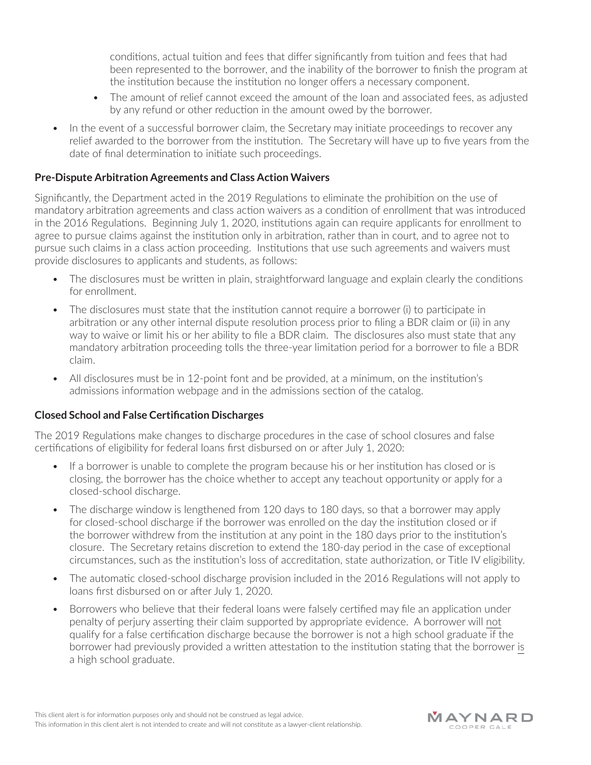conditions, actual tuition and fees that differ significantly from tuition and fees that had been represented to the borrower, and the inability of the borrower to finish the program at the institution because the institution no longer offers a necessary component.

- The amount of relief cannot exceed the amount of the loan and associated fees, as adjusted by any refund or other reduction in the amount owed by the borrower.

- In the event of a successful borrower claim, the Secretary may initiate proceedings to recover any relief awarded to the borrower from the institution. The Secretary will have up to five years from the date of final determination to initiate such proceedings.

**Pre-Dispute Arbitration Agreements and Class Action Waivers**

Significantly, the Department acted in the 2019 Regulations to eliminate the prohibition on the use of mandatory arbitration agreements and class action waivers as a condition of enrollment that was introduced in the 2016 Regulations. Beginning July 1, 2020, institutions again can require applicants for enrollment to agree to pursue claims against the institution only in arbitration, rather than in court, and to agree not to pursue such claims in a class action proceeding. Institutions that use such agreements and waivers must provide disclosures to applicants and students, as follows:

- The disclosures must be written in plain, straightforward language and explain clearly the conditions for enrollment.
- The disclosures must state that the institution cannot require a borrower (i) to participate in arbitration or any other internal dispute resolution process prior to filing a BDR claim or (ii) in any way to waive or limit his or her ability to file a BDR claim. The disclosures also must state that any mandatory arbitration proceeding tolls the three-year limitation period for a borrower to file a BDR claim.
- All disclosures must be in 12-point font and be provided, at a minimum, on the institution's admissions information webpage and in the admissions section of the catalog.

**Closed School and False Certification Discharges**

The 2019 Regulations make changes to discharge procedures in the case of school closures and false certifications of eligibility for federal loans first disbursed on or after July 1, 2020:

- If a borrower is unable to complete the program because his or her institution has closed or is closing, the borrower has the choice whether to accept any teachout opportunity or apply for a closed-school discharge.
- The discharge window is lengthened from 120 days to 180 days, so that a borrower may apply for closed-school discharge if the borrower was enrolled on the day the institution closed or if the borrower withdrew from the institution at any point in the 180 days prior to the institution's closure. The Secretary retains discretion to extend the 180-day period in the case of exceptional circumstances, such as the institution's loss of accreditation, state authorization, or Title IV eligibility.
- The automatic closed-school discharge provision included in the 2016 Regulations will not apply to loans first disbursed on or after July 1, 2020.
- Borrowers who believe that their federal loans were falsely certified may file an application under penalty of perjury asserting their claim supported by appropriate evidence. A borrower will <u>not</u> qualify for a false certification discharge because the borrower is not a high school graduate if the borrower had previously provided a written attestation to the institution stating that the borrower <u>is</u> a high school graduate.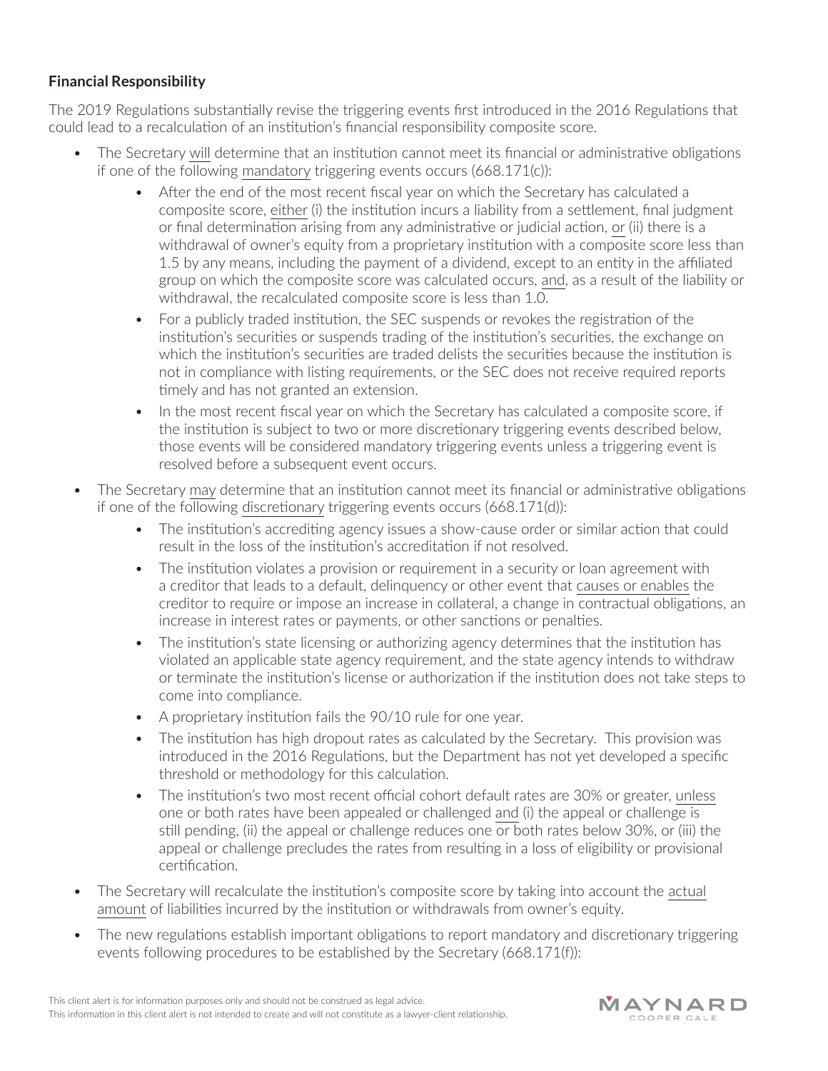**Financial Responsibility**

The 2019 Regulations substantially revise the triggering events first introduced in the 2016 Regulations that could lead to a recalculation of an institution's financial responsibility composite score.

- The Secretary will determine that an institution cannot meet its financial or administrative obligations if one of the following mandatory triggering events occurs (668.171(c)):
  - After the end of the most recent fiscal year on which the Secretary has calculated a composite score, either (i) the institution incurs a liability from a settlement, final judgment or final determination arising from any administrative or judicial action, or (ii) there is a withdrawal of owner's equity from a proprietary institution with a composite score less than 1.5 by any means, including the payment of a dividend, except to an entity in the affiliated group on which the composite score was calculated occurs, and, as a result of the liability or withdrawal, the recalculated composite score is less than 1.0.
  - For a publicly traded institution, the SEC suspends or revokes the registration of the institution's securities or suspends trading of the institution's securities, the exchange on which the institution's securities are traded delists the securities because the institution is not in compliance with listing requirements, or the SEC does not receive required reports timely and has not granted an extension.
  - In the most recent fiscal year on which the Secretary has calculated a composite score, if the institution is subject to two or more discretionary triggering events described below, those events will be considered mandatory triggering events unless a triggering event is resolved before a subsequent event occurs.
- The Secretary may determine that an institution cannot meet its financial or administrative obligations if one of the following discretionary triggering events occurs (668.171(d)):
  - The institution's accrediting agency issues a show-cause order or similar action that could result in the loss of the institution's accreditation if not resolved.
  - The institution violates a provision or requirement in a security or loan agreement with a creditor that leads to a default, delinquency or other event that causes or enables the creditor to require or impose an increase in collateral, a change in contractual obligations, an increase in interest rates or payments, or other sanctions or penalties.
  - The institution's state licensing or authorizing agency determines that the institution has violated an applicable state agency requirement, and the state agency intends to withdraw or terminate the institution's license or authorization if the institution does not take steps to come into compliance.
  - A proprietary institution fails the 90/10 rule for one year.
  - The institution has high dropout rates as calculated by the Secretary. This provision was introduced in the 2016 Regulations, but the Department has not yet developed a specific threshold or methodology for this calculation.
  - The institution's two most recent official cohort default rates are 30% or greater, unless one or both rates have been appealed or challenged and (i) the appeal or challenge is still pending, (ii) the appeal or challenge reduces one or both rates below 30%, or (iii) the appeal or challenge precludes the rates from resulting in a loss of eligibility or provisional certification.
- The Secretary will recalculate the institution's composite score by taking into account the actual amount of liabilities incurred by the institution or withdrawals from owner's equity.
- The new regulations establish important obligations to report mandatory and discretionary triggering events following procedures to be established by the Secretary (668.171(f)):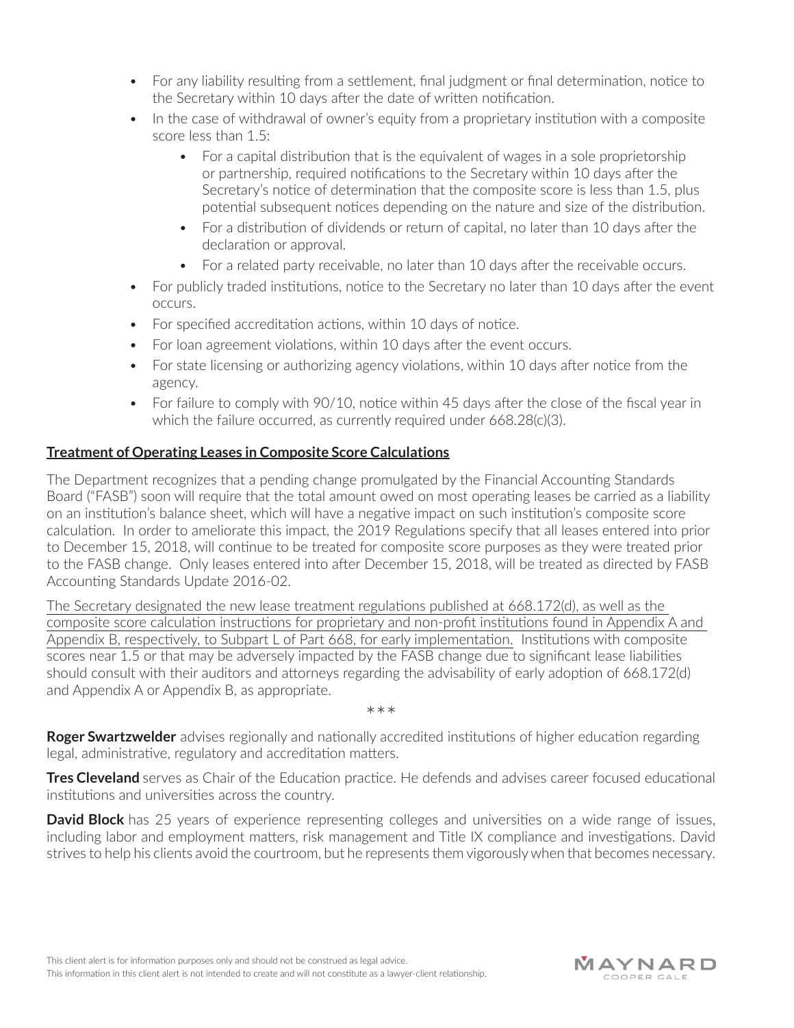- For any liability resulting from a settlement, final judgment or final determination, notice to the Secretary within 10 days after the date of written notification.
- In the case of withdrawal of owner's equity from a proprietary institution with a composite score less than 1.5:
    - For a capital distribution that is the equivalent of wages in a sole proprietorship or partnership, required notifications to the Secretary within 10 days after the Secretary's notice of determination that the composite score is less than 1.5, plus potential subsequent notices depending on the nature and size of the distribution.
    - For a distribution of dividends or return of capital, no later than 10 days after the declaration or approval.
    - For a related party receivable, no later than 10 days after the receivable occurs.
- For publicly traded institutions, notice to the Secretary no later than 10 days after the event occurs.
- For specified accreditation actions, within 10 days of notice.
- For loan agreement violations, within 10 days after the event occurs.
- For state licensing or authorizing agency violations, within 10 days after notice from the agency.
- For failure to comply with 90/10, notice within 45 days after the close of the fiscal year in which the failure occurred, as currently required under 668.28(c)(3).

**Treatment of Operating Leases in Composite Score Calculations**

The Department recognizes that a pending change promulgated by the Financial Accounting Standards Board ("FASB") soon will require that the total amount owed on most operating leases be carried as a liability on an institution's balance sheet, which will have a negative impact on such institution's composite score calculation. In order to ameliorate this impact, the 2019 Regulations specify that all leases entered into prior to December 15, 2018, will continue to be treated for composite score purposes as they were treated prior to the FASB change. Only leases entered into after December 15, 2018, will be treated as directed by FASB Accounting Standards Update 2016-02.

The Secretary designated the new lease treatment regulations published at 668.172(d), as well as the composite score calculation instructions for proprietary and non-profit institutions found in Appendix A and Appendix B, respectively, to Subpart L of Part 668, for early implementation. Institutions with composite scores near 1.5 or that may be adversely impacted by the FASB change due to significant lease liabilities should consult with their auditors and attorneys regarding the advisability of early adoption of 668.172(d) and Appendix A or Appendix B, as appropriate.

***

**Roger Swartzwelder** advises regionally and nationally accredited institutions of higher education regarding legal, administrative, regulatory and accreditation matters.

**Tres Cleveland** serves as Chair of the Education practice. He defends and advises career focused educational institutions and universities across the country.

**David Block** has 25 years of experience representing colleges and universities on a wide range of issues, including labor and employment matters, risk management and Title IX compliance and investigations. David strives to help his clients avoid the courtroom, but he represents them vigorously when that becomes necessary.

This client alert is for information purposes only and should not be construed as legal advice.
This information in this client alert is not intended to create and will not constitute as a lawyer-client relationship.

MAYNARD COOPER GALE